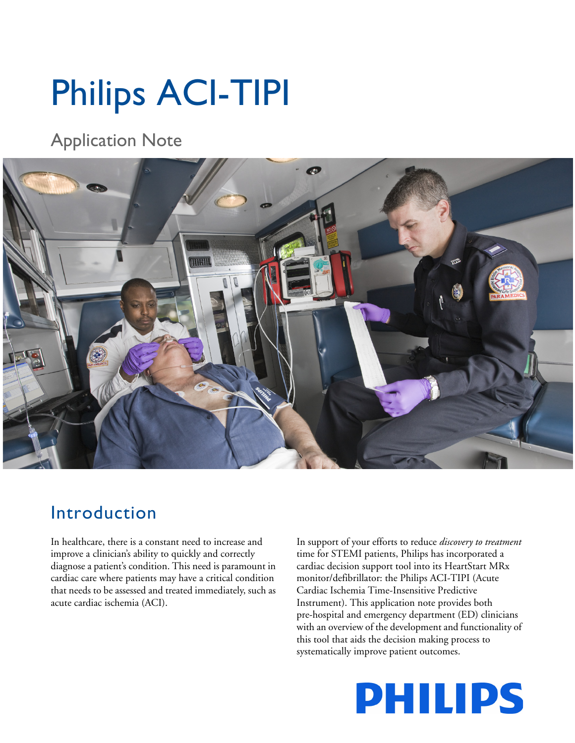# Philips ACI-TIPI

## Application Note

## Introduction

In healthcare, there is a constant need to increase and improve a clinician's ability to quickly and correctly diagnose a patient's condition. This need is paramount in cardiac care where patients may have a critical condition that needs to be assessed and treated immediately, such as acute cardiac ischemia (ACI).

In support of your efforts to reduce *discovery to treatment* time for STEMI patients, Philips has incorporated a cardiac decision support tool into its HeartStart MRx monitor/defibrillator: the Philips ACI-TIPI (Acute Cardiac Ischemia Time-Insensitive Predictive Instrument). This application note provides both pre-hospital and emergency department (ED) clinicians with an overview of the development and functionality of this tool that aids the decision making process to systematically improve patient outcomes.

PHILIPS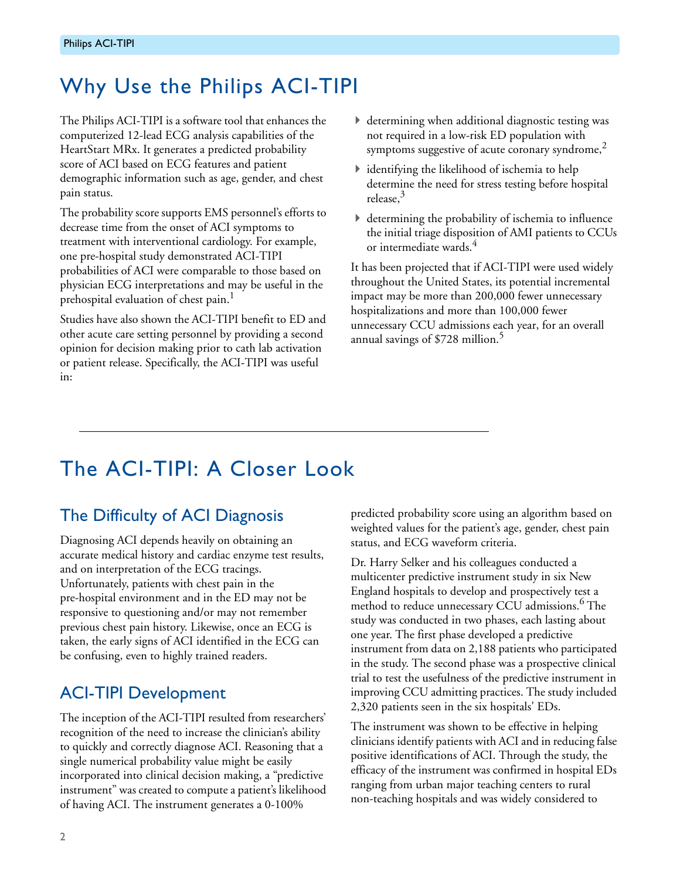# Why Use the Philips ACI-TIPI

The Philips ACI-TIPI is a software tool that enhances the computerized 12-lead ECG analysis capabilities of the HeartStart MRx. It generates a predicted probability score of ACI based on ECG features and patient demographic information such as age, gender, and chest pain status.

The probability score supports EMS personnel's efforts to decrease time from the onset of ACI symptoms to treatment with interventional cardiology. For example, one pre-hospital study demonstrated ACI-TIPI probabilities of ACI were comparable to those based on physician ECG interpretations and may be useful in the prehospital evaluation of chest pain.[1]

Studies have also shown the ACI-TIPI benefit to ED and other acute care setting personnel by providing a second opinion for decision making prior to cath lab activation or patient release. Specifically, the ACI-TIPI was useful in:

- determining when additional diagnostic testing was not required in a low-risk ED population with symptoms suggestive of acute coronary syndrome,[2]
- identifying the likelihood of ischemia to help determine the need for stress testing before hospital release,[3]
- determining the probability of ischemia to influence the initial triage disposition of AMI patients to CCUs or intermediate wards.[4]

It has been projected that if ACI-TIPI were used widely throughout the United States, its potential incremental impact may be more than 200,000 fewer unnecessary hospitalizations and more than 100,000 fewer unnecessary CCU admissions each year, for an overall annual savings of $728 million.[5]

---

# The ACI-TIPI: A Closer Look

## The Difficulty of ACI Diagnosis

Diagnosing ACI depends heavily on obtaining an accurate medical history and cardiac enzyme test results, and on interpretation of the ECG tracings. Unfortunately, patients with chest pain in the pre-hospital environment and in the ED may not be responsive to questioning and/or may not remember previous chest pain history. Likewise, once an ECG is taken, the early signs of ACI identified in the ECG can be confusing, even to highly trained readers.

## ACI-TIPI Development

The inception of the ACI-TIPI resulted from researchers' recognition of the need to increase the clinician's ability to quickly and correctly diagnose ACI. Reasoning that a single numerical probability value might be easily incorporated into clinical decision making, a "predictive instrument" was created to compute a patient's likelihood of having ACI. The instrument generates a 0-100% predicted probability score using an algorithm based on weighted values for the patient's age, gender, chest pain status, and ECG waveform criteria.

Dr. Harry Selker and his colleagues conducted a multicenter predictive instrument study in six New England hospitals to develop and prospectively test a method to reduce unnecessary CCU admissions.[6] The study was conducted in two phases, each lasting about one year. The first phase developed a predictive instrument from data on 2,188 patients who participated in the study. The second phase was a prospective clinical trial to test the usefulness of the predictive instrument in improving CCU admitting practices. The study included 2,320 patients seen in the six hospitals' EDs.

The instrument was shown to be effective in helping clinicians identify patients with ACI and in reducing false positive identifications of ACI. Through the study, the efficacy of the instrument was confirmed in hospital EDs ranging from urban major teaching centers to rural non-teaching hospitals and was widely considered to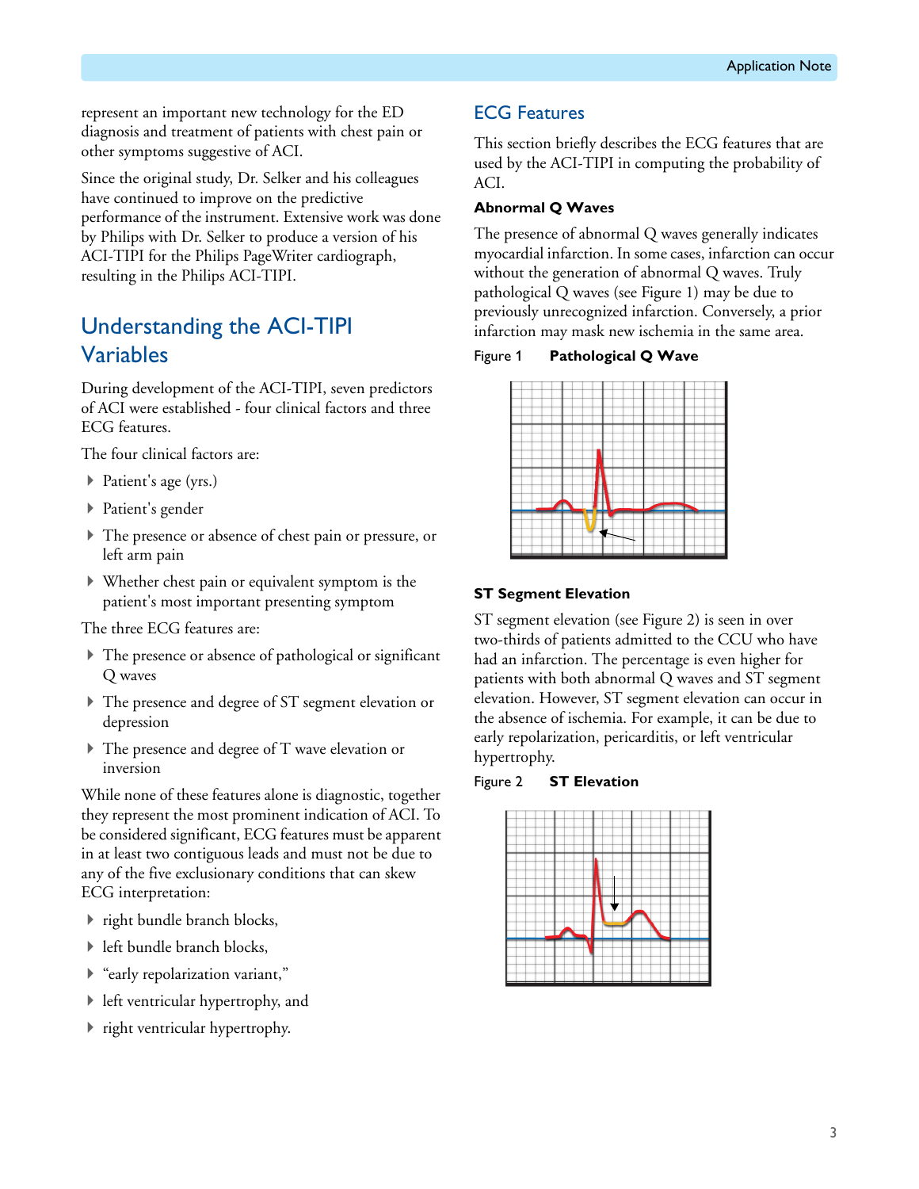represent an important new technology for the ED diagnosis and treatment of patients with chest pain or other symptoms suggestive of ACI.

Since the original study, Dr. Selker and his colleagues have continued to improve on the predictive performance of the instrument. Extensive work was done by Philips with Dr. Selker to produce a version of his ACI-TIPI for the Philips PageWriter cardiograph, resulting in the Philips ACI-TIPI.

## Understanding the ACI-TIPI Variables

During development of the ACI-TIPI, seven predictors of ACI were established - four clinical factors and three ECG features.

The four clinical factors are:

- Patient's age (yrs.)
- Patient's gender
- The presence or absence of chest pain or pressure, or left arm pain
- Whether chest pain or equivalent symptom is the patient's most important presenting symptom

The three ECG features are:

- The presence or absence of pathological or significant Q waves
- The presence and degree of ST segment elevation or depression
- The presence and degree of T wave elevation or inversion

While none of these features alone is diagnostic, together they represent the most prominent indication of ACI. To be considered significant, ECG features must be apparent in at least two contiguous leads and must not be due to any of the five exclusionary conditions that can skew ECG interpretation:

- right bundle branch blocks,
- left bundle branch blocks,
- "early repolarization variant,"
- left ventricular hypertrophy, and
- right ventricular hypertrophy.

## ECG Features

This section briefly describes the ECG features that are used by the ACI-TIPI in computing the probability of ACI.

### Abnormal Q Waves

The presence of abnormal Q waves generally indicates myocardial infarction. In some cases, infarction can occur without the generation of abnormal Q waves. Truly pathological Q waves (see Figure 1) may be due to previously unrecognized infarction. Conversely, a prior infarction may mask new ischemia in the same area.

Figure 1 **Pathological Q Wave**

### ST Segment Elevation

ST segment elevation (see Figure 2) is seen in over two-thirds of patients admitted to the CCU who have had an infarction. The percentage is even higher for patients with both abnormal Q waves and ST segment elevation. However, ST segment elevation can occur in the absence of ischemia. For example, it can be due to early repolarization, pericarditis, or left ventricular hypertrophy.

Figure 2 **ST Elevation**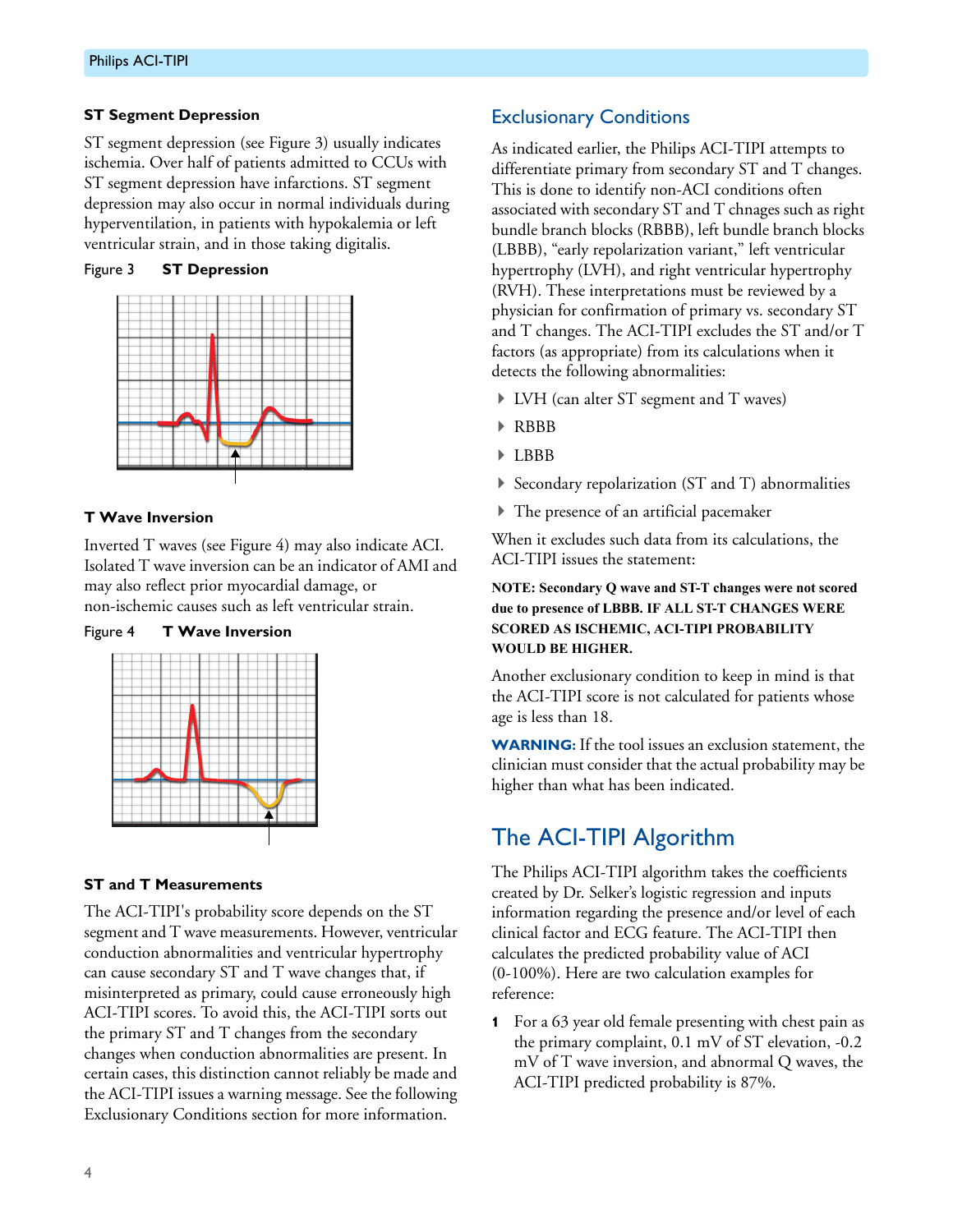### ST Segment Depression

ST segment depression (see Figure 3) usually indicates ischemia. Over half of patients admitted to CCUs with ST segment depression have infarctions. ST segment depression may also occur in normal individuals during hyperventilation, in patients with hypokalemia or left ventricular strain, and in those taking digitalis.

Figure 3 **ST Depression**

### T Wave Inversion

Inverted T waves (see Figure 4) may also indicate ACI. Isolated T wave inversion can be an indicator of AMI and may also reflect prior myocardial damage, or non-ischemic causes such as left ventricular strain.

Figure 4 **T Wave Inversion**

### ST and T Measurements

The ACI-TIPI's probability score depends on the ST segment and T wave measurements. However, ventricular conduction abnormalities and ventricular hypertrophy can cause secondary ST and T wave changes that, if misinterpreted as primary, could cause erroneously high ACI-TIPI scores. To avoid this, the ACI-TIPI sorts out the primary ST and T changes from the secondary changes when conduction abnormalities are present. In certain cases, this distinction cannot reliably be made and the ACI-TIPI issues a warning message. See the following Exclusionary Conditions section for more information.

## Exclusionary Conditions

As indicated earlier, the Philips ACI-TIPI attempts to differentiate primary from secondary ST and T changes. This is done to identify non-ACI conditions often associated with secondary ST and T chnages such as right bundle branch blocks (RBBB), left bundle branch blocks (LBBB), "early repolarization variant," left ventricular hypertrophy (LVH), and right ventricular hypertrophy (RVH). These interpretations must be reviewed by a physician for confirmation of primary vs. secondary ST and T changes. The ACI-TIPI excludes the ST and/or T factors (as appropriate) from its calculations when it detects the following abnormalities:

- LVH (can alter ST segment and T waves)
- RBBB
- LBBB
- Secondary repolarization (ST and T) abnormalities
- The presence of an artificial pacemaker

When it excludes such data from its calculations, the ACI-TIPI issues the statement:

**NOTE: Secondary Q wave and ST-T changes were not scored due to presence of LBBB. IF ALL ST-T CHANGES WERE SCORED AS ISCHEMIC, ACI-TIPI PROBABILITY WOULD BE HIGHER.**

Another exclusionary condition to keep in mind is that the ACI-TIPI score is not calculated for patients whose age is less than 18.

**WARNING:** If the tool issues an exclusion statement, the clinician must consider that the actual probability may be higher than what has been indicated.

## The ACI-TIPI Algorithm

The Philips ACI-TIPI algorithm takes the coefficients created by Dr. Selker's logistic regression and inputs information regarding the presence and/or level of each clinical factor and ECG feature. The ACI-TIPI then calculates the predicted probability value of ACI (0-100%). Here are two calculation examples for reference:

1. For a 63 year old female presenting with chest pain as the primary complaint, 0.1 mV of ST elevation, -0.2 mV of T wave inversion, and abnormal Q waves, the ACI-TIPI predicted probability is 87%.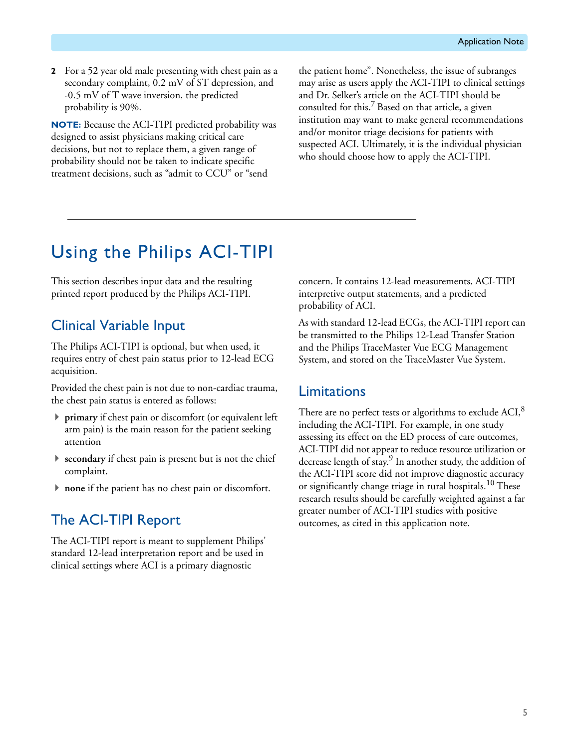2. For a 52 year old male presenting with chest pain as a secondary complaint, 0.2 mV of ST depression, and -0.5 mV of T wave inversion, the predicted probability is 90%.

**NOTE:** Because the ACI-TIPI predicted probability was designed to assist physicians making critical care decisions, but not to replace them, a given range of probability should not be taken to indicate specific treatment decisions, such as "admit to CCU" or "send the patient home". Nonetheless, the issue of subranges may arise as users apply the ACI-TIPI to clinical settings and Dr. Selker's article on the ACI-TIPI should be consulted for this.[7] Based on that article, a given institution may want to make general recommendations and/or monitor triage decisions for patients with suspected ACI. Ultimately, it is the individual physician who should choose how to apply the ACI-TIPI.

---

# Using the Philips ACI-TIPI

This section describes input data and the resulting printed report produced by the Philips ACI-TIPI.

## Clinical Variable Input

The Philips ACI-TIPI is optional, but when used, it requires entry of chest pain status prior to 12-lead ECG acquisition.

Provided the chest pain is not due to non-cardiac trauma, the chest pain status is entered as follows:

- **primary** if chest pain or discomfort (or equivalent left arm pain) is the main reason for the patient seeking attention
- **secondary** if chest pain is present but is not the chief complaint.
- **none** if the patient has no chest pain or discomfort.

## The ACI-TIPI Report

The ACI-TIPI report is meant to supplement Philips' standard 12-lead interpretation report and be used in clinical settings where ACI is a primary diagnostic concern. It contains 12-lead measurements, ACI-TIPI interpretive output statements, and a predicted probability of ACI.

As with standard 12-lead ECGs, the ACI-TIPI report can be transmitted to the Philips 12-Lead Transfer Station and the Philips TraceMaster Vue ECG Management System, and stored on the TraceMaster Vue System.

## Limitations

There are no perfect tests or algorithms to exclude ACI,[8] including the ACI-TIPI. For example, in one study assessing its effect on the ED process of care outcomes, ACI-TIPI did not appear to reduce resource utilization or decrease length of stay.[9] In another study, the addition of the ACI-TIPI score did not improve diagnostic accuracy or significantly change triage in rural hospitals.[10] These research results should be carefully weighted against a far greater number of ACI-TIPI studies with positive outcomes, as cited in this application note.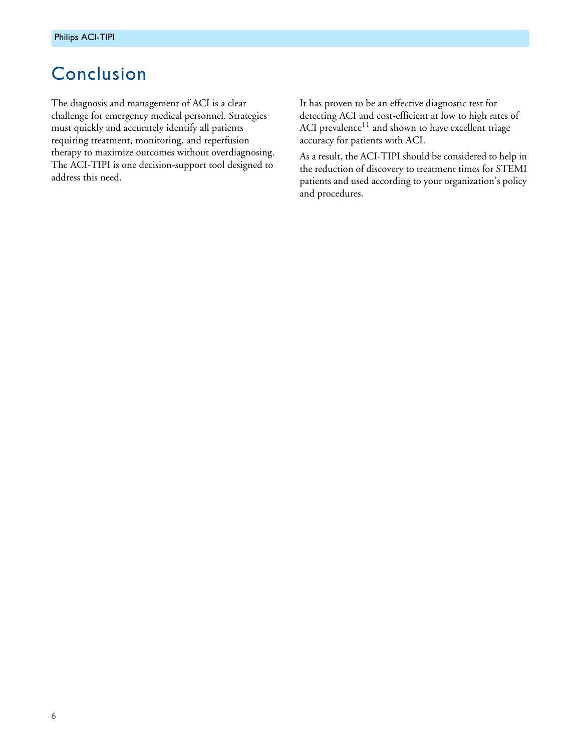# Conclusion

The diagnosis and management of ACI is a clear challenge for emergency medical personnel. Strategies must quickly and accurately identify all patients requiring treatment, monitoring, and reperfusion therapy to maximize outcomes without overdiagnosing. The ACI-TIPI is one decision-support tool designed to address this need.

It has proven to be an effective diagnostic test for detecting ACI and cost-efficient at low to high rates of ACI prevalence[11] and shown to have excellent triage accuracy for patients with ACI.

As a result, the ACI-TIPI should be considered to help in the reduction of discovery to treatment times for STEMI patients and used according to your organization's policy and procedures.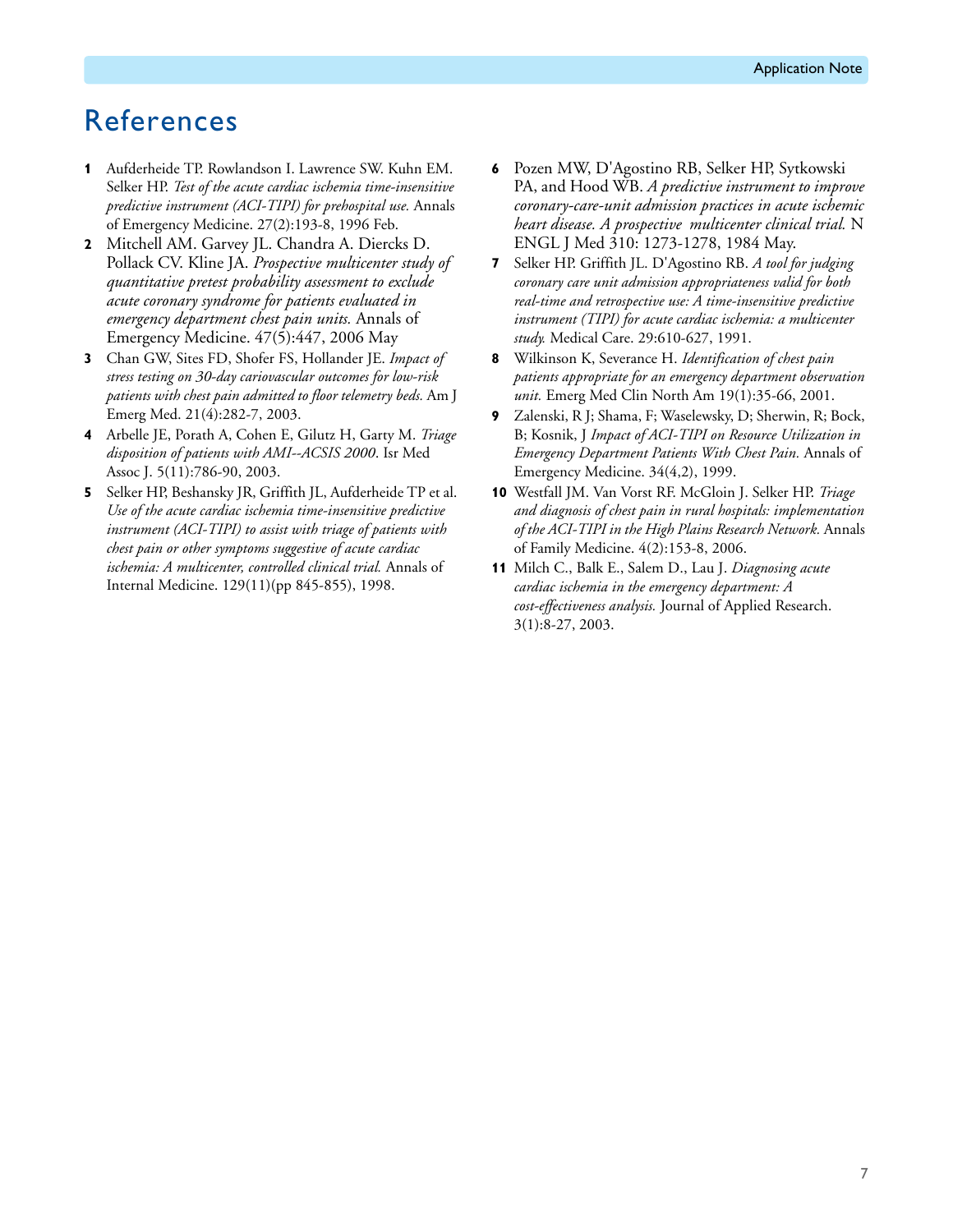# References

1. Aufderheide TP. Rowlandson I. Lawrence SW. Kuhn EM. Selker HP. *Test of the acute cardiac ischemia time-insensitive predictive instrument (ACI-TIPI) for prehospital use.* Annals of Emergency Medicine. 27(2):193-8, 1996 Feb.
2. Mitchell AM. Garvey JL. Chandra A. Diercks D. Pollack CV. Kline JA. *Prospective multicenter study of quantitative pretest probability assessment to exclude acute coronary syndrome for patients evaluated in emergency department chest pain units.* Annals of Emergency Medicine. 47(5):447, 2006 May
3. Chan GW, Sites FD, Shofer FS, Hollander JE. *Impact of stress testing on 30-day cariovascular outcomes for low-risk patients with chest pain admitted to floor telemetry beds.* Am J Emerg Med. 21(4):282-7, 2003.
4. Arbelle JE, Porath A, Cohen E, Gilutz H, Garty M. *Triage disposition of patients with AMI--ACSIS 2000*. Isr Med Assoc J. 5(11):786-90, 2003.
5. Selker HP, Beshansky JR, Griffith JL, Aufderheide TP et al. *Use of the acute cardiac ischemia time-insensitive predictive instrument (ACI-TIPI) to assist with triage of patients with chest pain or other symptoms suggestive of acute cardiac ischemia: A multicenter, controlled clinical trial.* Annals of Internal Medicine. 129(11)(pp 845-855), 1998.
6. Pozen MW, D'Agostino RB, Selker HP, Sytkowski PA, and Hood WB. *A predictive instrument to improve coronary-care-unit admission practices in acute ischemic heart disease. A prospective multicenter clinical trial.* N ENGL J Med 310: 1273-1278, 1984 May.
7. Selker HP. Griffith JL. D'Agostino RB. *A tool for judging coronary care unit admission appropriateness valid for both real-time and retrospective use: A time-insensitive predictive instrument (TIPI) for acute cardiac ischemia: a multicenter study.* Medical Care. 29:610-627, 1991.
8. Wilkinson K, Severance H. *Identification of chest pain patients appropriate for an emergency department observation unit.* Emerg Med Clin North Am 19(1):35-66, 2001.
9. Zalenski, R J; Shama, F; Waselewsky, D; Sherwin, R; Bock, B; Kosnik, J *Impact of ACI-TIPI on Resource Utilization in Emergency Department Patients With Chest Pain.* Annals of Emergency Medicine. 34(4,2), 1999.
10. Westfall JM. Van Vorst RF. McGloin J. Selker HP. *Triage and diagnosis of chest pain in rural hospitals: implementation of the ACI-TIPI in the High Plains Research Network.* Annals of Family Medicine. 4(2):153-8, 2006.
11. Milch C., Balk E., Salem D., Lau J. *Diagnosing acute cardiac ischemia in the emergency department: A cost-effectiveness analysis.* Journal of Applied Research. 3(1):8-27, 2003.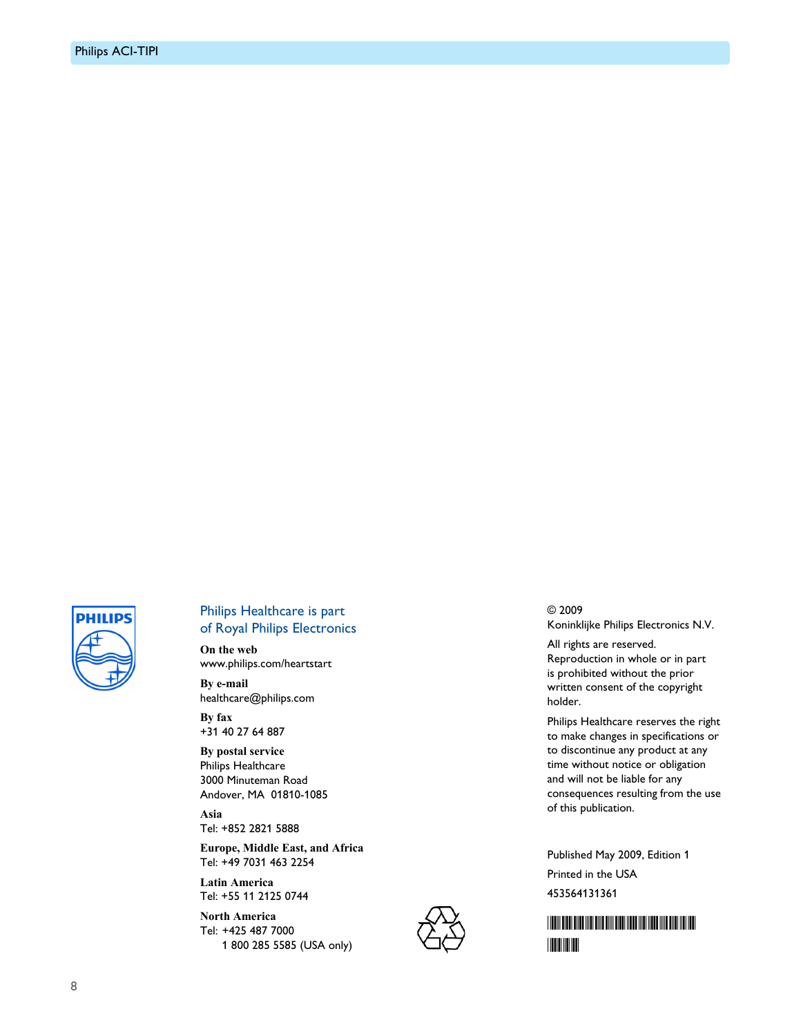## Philips Healthcare is part of Royal Philips Electronics

**On the web**
www.philips.com/heartstart

**By e-mail**
healthcare@philips.com

**By fax**
+31 40 27 64 887

**By postal service**
Philips Healthcare
3000 Minuteman Road
Andover, MA 01810-1085

**Asia**
Tel: +852 2821 5888

**Europe, Middle East, and Africa**
Tel: +49 7031 463 2254

**Latin America**
Tel: +55 11 2125 0744

**North America**
Tel: +425 487 7000
1 800 285 5585 (USA only)

© 2009
Koninklijke Philips Electronics N.V.

All rights are reserved. Reproduction in whole or in part is prohibited without the prior written consent of the copyright holder.

Philips Healthcare reserves the right to make changes in specifications or to discontinue any product at any time without notice or obligation and will not be liable for any consequences resulting from the use of this publication.

Published May 2009, Edition 1

Printed in the USA

453564131361